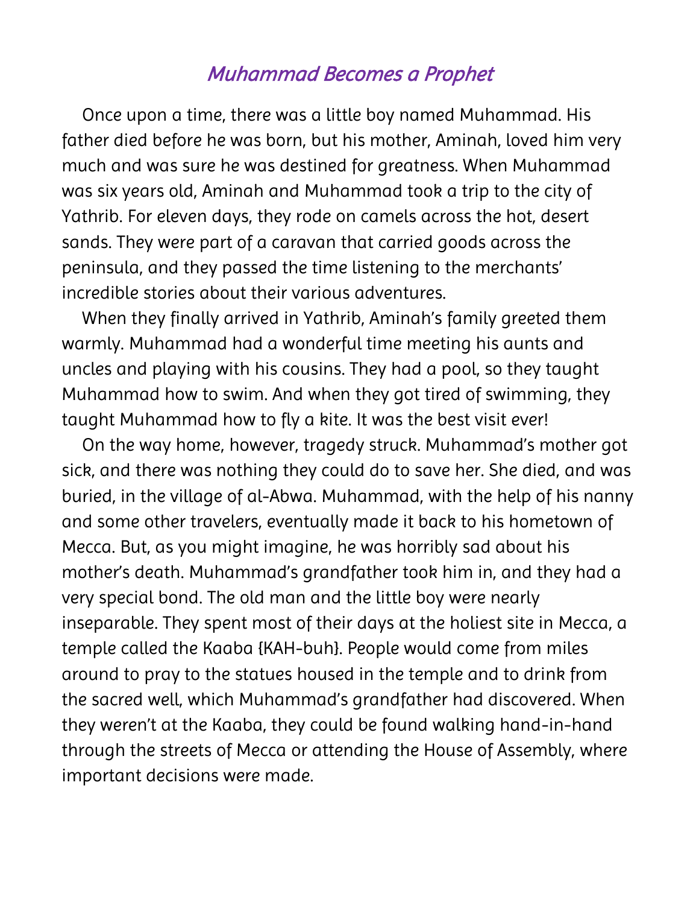# *Muhammad Becomes a Prophet*

Once upon a time, there was a little boy named Muhammad. His father died before he was born, but his mother, Aminah, loved him very much and was sure he was destined for greatness. When Muhammad was six years old, Aminah and Muhammad took a trip to the city of Yathrib. For eleven days, they rode on camels across the hot, desert sands. They were part of a caravan that carried goods across the peninsula, and they passed the time listening to the merchants' incredible stories about their various adventures.

When they finally arrived in Yathrib, Aminah's family greeted them warmly. Muhammad had a wonderful time meeting his aunts and uncles and playing with his cousins. They had a pool, so they taught Muhammad how to swim. And when they got tired of swimming, they taught Muhammad how to fly a kite. It was the best visit ever!

On the way home, however, tragedy struck. Muhammad's mother got sick, and there was nothing they could do to save her. She died, and was buried, in the village of al-Abwa. Muhammad, with the help of his nanny and some other travelers, eventually made it back to his hometown of Mecca. But, as you might imagine, he was horribly sad about his mother's death. Muhammad's grandfather took him in, and they had a very special bond. The old man and the little boy were nearly inseparable. They spent most of their days at the holiest site in Mecca, a temple called the Kaaba {KAH-buh}. People would come from miles around to pray to the statues housed in the temple and to drink from the sacred well, which Muhammad's grandfather had discovered. When they weren't at the Kaaba, they could be found walking hand-in-hand through the streets of Mecca or attending the House of Assembly, where important decisions were made.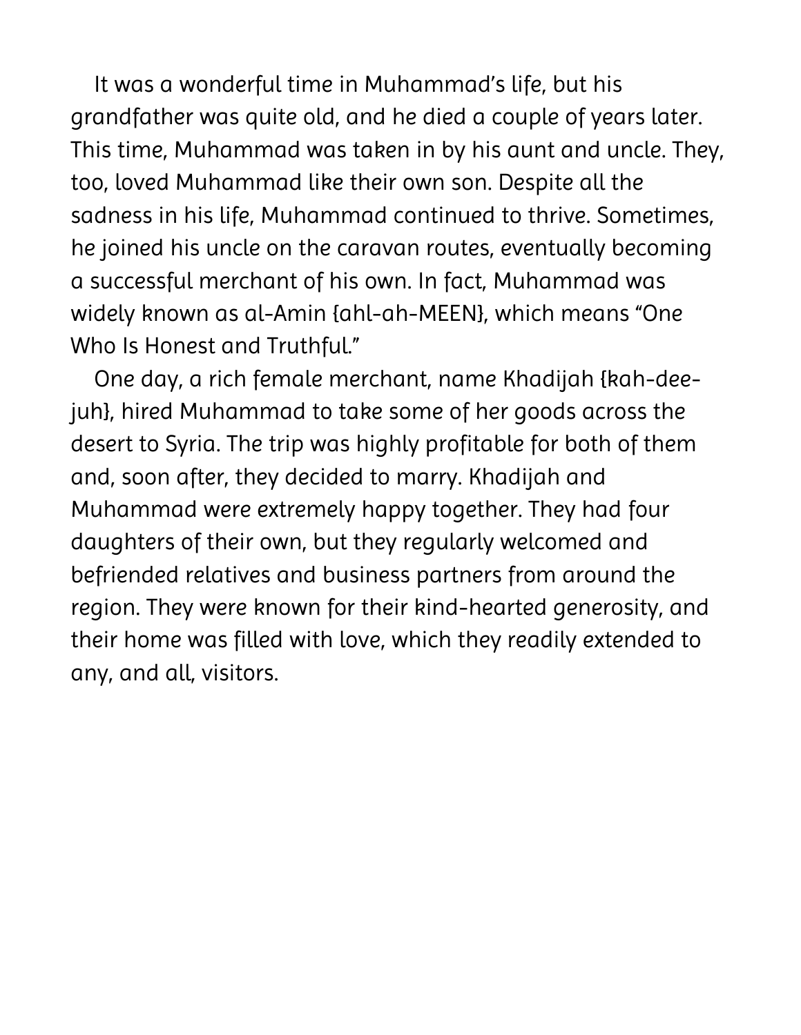It was a wonderful time in Muhammad's life, but his grandfather was quite old, and he died a couple of years later. This time, Muhammad was taken in by his aunt and uncle. They, too, loved Muhammad like their own son. Despite all the sadness in his life, Muhammad continued to thrive. Sometimes, he joined his uncle on the caravan routes, eventually becoming a successful merchant of his own. In fact, Muhammad was widely known as al-Amin {ahl-ah-MEEN}, which means "One Who Is Honest and Truthful."

One day, a rich female merchant, name Khadijah {kah-dee-juh}, hired Muhammad to take some of her goods across the desert to Syria. The trip was highly profitable for both of them and, soon after, they decided to marry. Khadijah and Muhammad were extremely happy together. They had four daughters of their own, but they regularly welcomed and befriended relatives and business partners from around the region. They were known for their kind-hearted generosity, and their home was filled with love, which they readily extended to any, and all, visitors.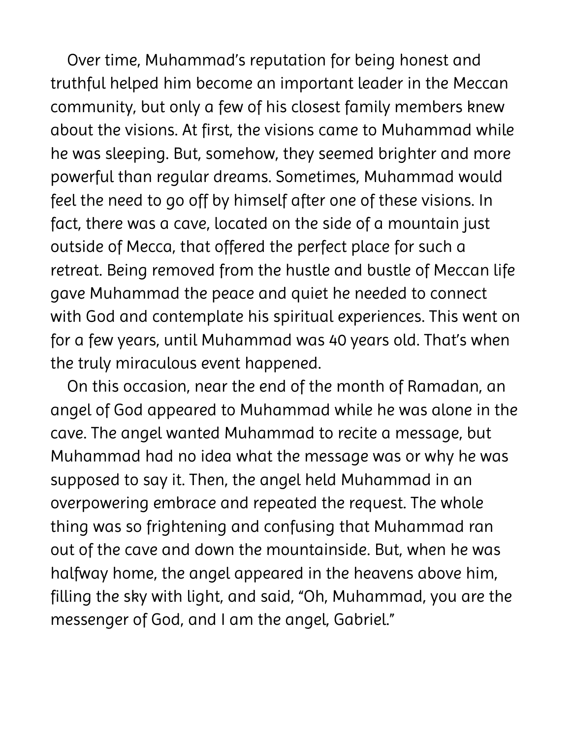Over time, Muhammad's reputation for being honest and truthful helped him become an important leader in the Meccan community, but only a few of his closest family members knew about the visions. At first, the visions came to Muhammad while he was sleeping. But, somehow, they seemed brighter and more powerful than regular dreams. Sometimes, Muhammad would feel the need to go off by himself after one of these visions. In fact, there was a cave, located on the side of a mountain just outside of Mecca, that offered the perfect place for such a retreat. Being removed from the hustle and bustle of Meccan life gave Muhammad the peace and quiet he needed to connect with God and contemplate his spiritual experiences. This went on for a few years, until Muhammad was 40 years old. That's when the truly miraculous event happened.

On this occasion, near the end of the month of Ramadan, an angel of God appeared to Muhammad while he was alone in the cave. The angel wanted Muhammad to recite a message, but Muhammad had no idea what the message was or why he was supposed to say it. Then, the angel held Muhammad in an overpowering embrace and repeated the request. The whole thing was so frightening and confusing that Muhammad ran out of the cave and down the mountainside. But, when he was halfway home, the angel appeared in the heavens above him, filling the sky with light, and said, "Oh, Muhammad, you are the messenger of God, and I am the angel, Gabriel."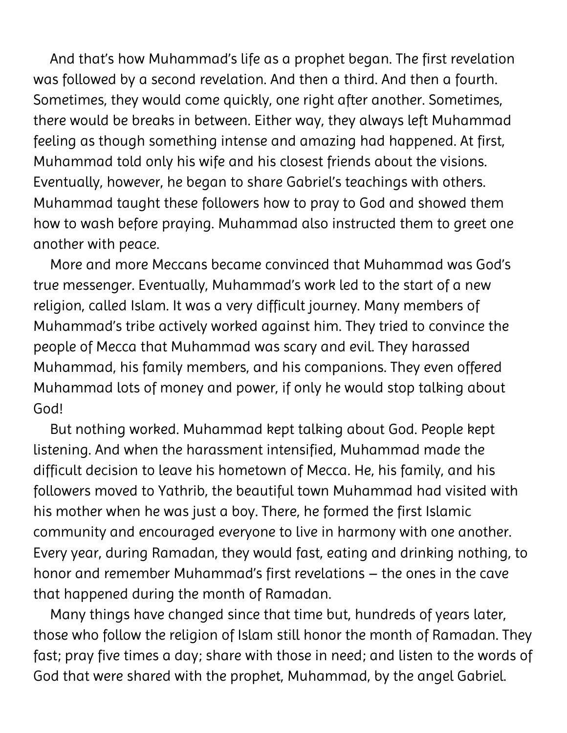And that's how Muhammad's life as a prophet began. The first revelation was followed by a second revelation. And then a third. And then a fourth. Sometimes, they would come quickly, one right after another. Sometimes, there would be breaks in between. Either way, they always left Muhammad feeling as though something intense and amazing had happened. At first, Muhammad told only his wife and his closest friends about the visions. Eventually, however, he began to share Gabriel's teachings with others. Muhammad taught these followers how to pray to God and showed them how to wash before praying. Muhammad also instructed them to greet one another with peace.

More and more Meccans became convinced that Muhammad was God's true messenger. Eventually, Muhammad's work led to the start of a new religion, called Islam. It was a very difficult journey. Many members of Muhammad's tribe actively worked against him. They tried to convince the people of Mecca that Muhammad was scary and evil. They harassed Muhammad, his family members, and his companions. They even offered Muhammad lots of money and power, if only he would stop talking about God!

But nothing worked. Muhammad kept talking about God. People kept listening. And when the harassment intensified, Muhammad made the difficult decision to leave his hometown of Mecca. He, his family, and his followers moved to Yathrib, the beautiful town Muhammad had visited with his mother when he was just a boy. There, he formed the first Islamic community and encouraged everyone to live in harmony with one another. Every year, during Ramadan, they would fast, eating and drinking nothing, to honor and remember Muhammad's first revelations – the ones in the cave that happened during the month of Ramadan.

Many things have changed since that time but, hundreds of years later, those who follow the religion of Islam still honor the month of Ramadan. They fast; pray five times a day; share with those in need; and listen to the words of God that were shared with the prophet, Muhammad, by the angel Gabriel.